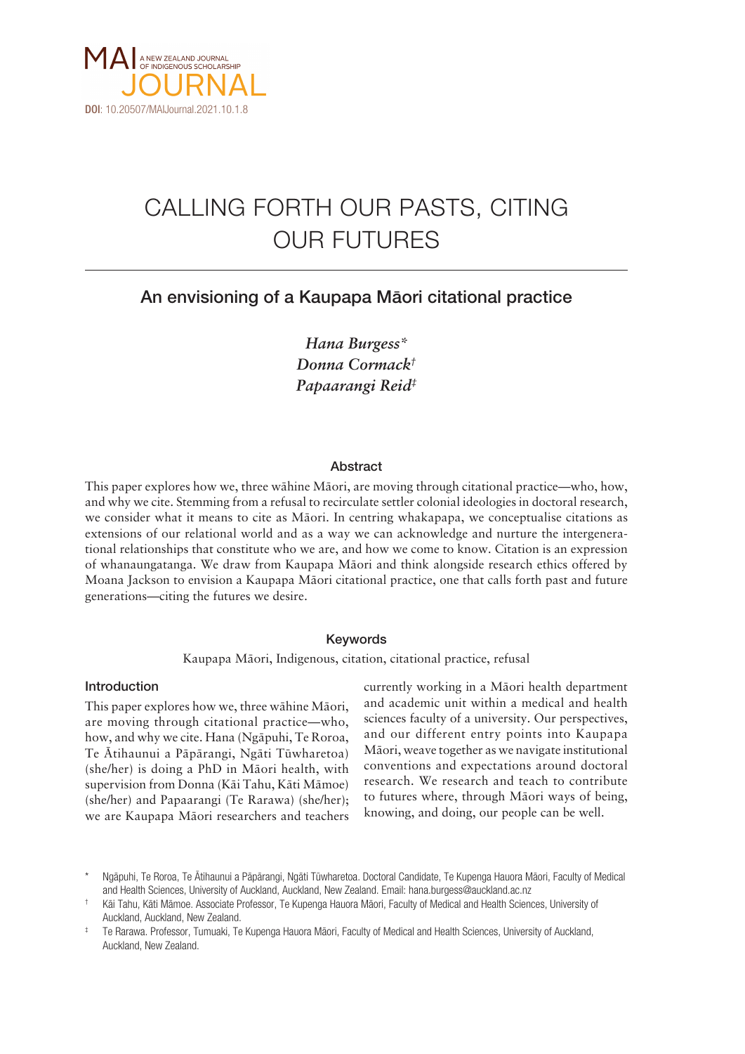MAI A NEW ZEALAND JOURNAL OF INDIGENOUS SCHOLARSHIP JOURNAL

**DOI**: 10.20507/MAIJournal.2021.10.1.8

# CALLING FORTH OUR PASTS, CITING OUR FUTURES

## An envisioning of a Kaupapa Māori citational practice

*Hana Burgess**
*Donna Cormack†*
*Papaarangi Reid‡*

### Abstract

This paper explores how we, three wāhine Māori, are moving through citational practice—who, how, and why we cite. Stemming from a refusal to recirculate settler colonial ideologies in doctoral research, we consider what it means to cite as Māori. In centring whakapapa, we conceptualise citations as extensions of our relational world and as a way we can acknowledge and nurture the intergenerational relationships that constitute who we are, and how we come to know. Citation is an expression of whanaungatanga. We draw from Kaupapa Māori and think alongside research ethics offered by Moana Jackson to envision a Kaupapa Māori citational practice, one that calls forth past and future generations—citing the futures we desire.

### Keywords

Kaupapa Māori, Indigenous, citation, citational practice, refusal

### Introduction

This paper explores how we, three wāhine Māori, are moving through citational practice—who, how, and why we cite. Hana (Ngāpuhi, Te Roroa, Te Ātihaunui a Pāpārangi, Ngāti Tūwharetoa) (she/her) is doing a PhD in Māori health, with supervision from Donna (Kāi Tahu, Kāti Māmoe) (she/her) and Papaarangi (Te Rarawa) (she/her); we are Kaupapa Māori researchers and teachers currently working in a Māori health department and academic unit within a medical and health sciences faculty of a university. Our perspectives, and our different entry points into Kaupapa Māori, weave together as we navigate institutional conventions and expectations around doctoral research. We research and teach to contribute to futures where, through Māori ways of being, knowing, and doing, our people can be well.

\* Ngāpuhi, Te Roroa, Te Ātihaunui a Pāpārangi, Ngāti Tūwharetoa. Doctoral Candidate, Te Kupenga Hauora Māori, Faculty of Medical and Health Sciences, University of Auckland, Auckland, New Zealand. Email: hana.burgess@auckland.ac.nz

† Kāi Tahu, Kāti Māmoe. Associate Professor, Te Kupenga Hauora Māori, Faculty of Medical and Health Sciences, University of Auckland, Auckland, New Zealand.

‡ Te Rarawa. Professor, Tumuaki, Te Kupenga Hauora Māori, Faculty of Medical and Health Sciences, University of Auckland, Auckland, New Zealand.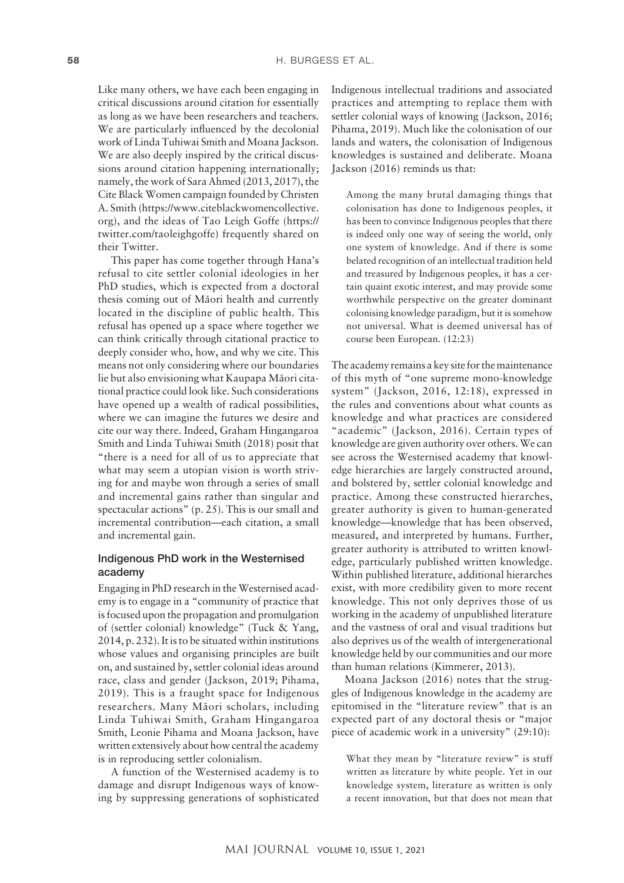Like many others, we have each been engaging in critical discussions around citation for essentially as long as we have been researchers and teachers. We are particularly influenced by the decolonial work of Linda Tuhiwai Smith and Moana Jackson. We are also deeply inspired by the critical discussions around citation happening internationally; namely, the work of Sara Ahmed (2013, 2017), the Cite Black Women campaign founded by Christen A. Smith (https://www.citeblackwomencollective.org), and the ideas of Tao Leigh Goffe (https://twitter.com/taoleighgoffe) frequently shared on their Twitter.

This paper has come together through Hana's refusal to cite settler colonial ideologies in her PhD studies, which is expected from a doctoral thesis coming out of Māori health and currently located in the discipline of public health. This refusal has opened up a space where together we can think critically through citational practice to deeply consider who, how, and why we cite. This means not only considering where our boundaries lie but also envisioning what Kaupapa Māori citational practice could look like. Such considerations have opened up a wealth of radical possibilities, where we can imagine the futures we desire and cite our way there. Indeed, Graham Hingangaroa Smith and Linda Tuhiwai Smith (2018) posit that "there is a need for all of us to appreciate that what may seem a utopian vision is worth striving for and maybe won through a series of small and incremental gains rather than singular and spectacular actions" (p. 25). This is our small and incremental contribution—each citation, a small and incremental gain.

## Indigenous PhD work in the Westernised academy

Engaging in PhD research in the Westernised academy is to engage in a "community of practice that is focused upon the propagation and promulgation of (settler colonial) knowledge" (Tuck & Yang, 2014, p. 232). It is to be situated within institutions whose values and organising principles are built on, and sustained by, settler colonial ideas around race, class and gender (Jackson, 2019; Pihama, 2019). This is a fraught space for Indigenous researchers. Many Māori scholars, including Linda Tuhiwai Smith, Graham Hingangaroa Smith, Leonie Pihama and Moana Jackson, have written extensively about how central the academy is in reproducing settler colonialism.

A function of the Westernised academy is to damage and disrupt Indigenous ways of knowing by suppressing generations of sophisticated Indigenous intellectual traditions and associated practices and attempting to replace them with settler colonial ways of knowing (Jackson, 2016; Pihama, 2019). Much like the colonisation of our lands and waters, the colonisation of Indigenous knowledges is sustained and deliberate. Moana Jackson (2016) reminds us that:

> Among the many brutal damaging things that colonisation has done to Indigenous peoples, it has been to convince Indigenous peoples that there is indeed only one way of seeing the world, only one system of knowledge. And if there is some belated recognition of an intellectual tradition held and treasured by Indigenous peoples, it has a certain quaint exotic interest, and may provide some worthwhile perspective on the greater dominant colonising knowledge paradigm, but it is somehow not universal. What is deemed universal has of course been European. (12:23)

The academy remains a key site for the maintenance of this myth of "one supreme mono-knowledge system" (Jackson, 2016, 12:18), expressed in the rules and conventions about what counts as knowledge and what practices are considered "academic" (Jackson, 2016). Certain types of knowledge are given authority over others. We can see across the Westernised academy that knowledge hierarchies are largely constructed around, and bolstered by, settler colonial knowledge and practice. Among these constructed hierarchies, greater authority is given to human-generated knowledge—knowledge that has been observed, measured, and interpreted by humans. Further, greater authority is attributed to written knowledge, particularly published written knowledge. Within published literature, additional hierarches exist, with more credibility given to more recent knowledge. This not only deprives those of us working in the academy of unpublished literature and the vastness of oral and visual traditions but also deprives us of the wealth of intergenerational knowledge held by our communities and our more than human relations (Kimmerer, 2013).

Moana Jackson (2016) notes that the struggles of Indigenous knowledge in the academy are epitomised in the "literature review" that is an expected part of any doctoral thesis or "major piece of academic work in a university" (29:10):

> What they mean by "literature review" is stuff written as literature by white people. Yet in our knowledge system, literature as written is only a recent innovation, but that does not mean that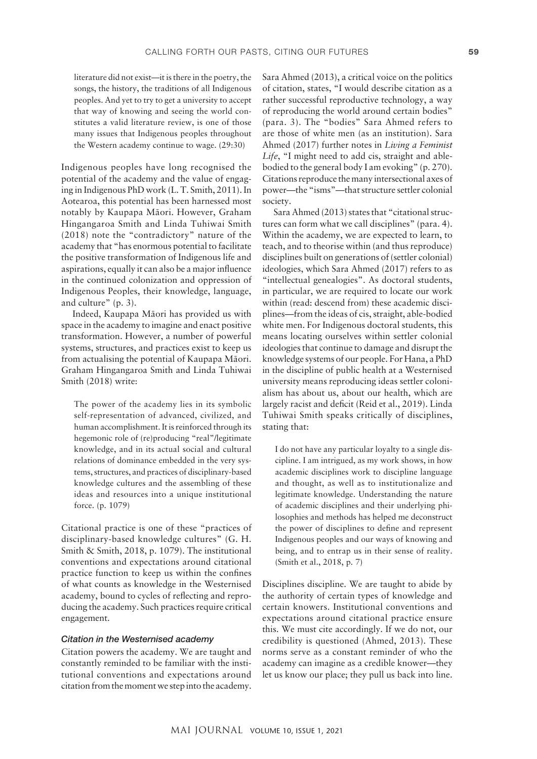literature did not exist—it is there in the poetry, the songs, the history, the traditions of all Indigenous peoples. And yet to try to get a university to accept that way of knowing and seeing the world constitutes a valid literature review, is one of those many issues that Indigenous peoples throughout the Western academy continue to wage. (29:30)

Indigenous peoples have long recognised the potential of the academy and the value of engaging in Indigenous PhD work (L. T. Smith, 2011). In Aotearoa, this potential has been harnessed most notably by Kaupapa Māori. However, Graham Hingangaroa Smith and Linda Tuhiwai Smith (2018) note the "contradictory" nature of the academy that "has enormous potential to facilitate the positive transformation of Indigenous life and aspirations, equally it can also be a major influence in the continued colonization and oppression of Indigenous Peoples, their knowledge, language, and culture" (p. 3).

Indeed, Kaupapa Māori has provided us with space in the academy to imagine and enact positive transformation. However, a number of powerful systems, structures, and practices exist to keep us from actualising the potential of Kaupapa Māori. Graham Hingangaroa Smith and Linda Tuhiwai Smith (2018) write:

> The power of the academy lies in its symbolic self-representation of advanced, civilized, and human accomplishment. It is reinforced through its hegemonic role of (re)producing "real"/legitimate knowledge, and in its actual social and cultural relations of dominance embedded in the very systems, structures, and practices of disciplinary-based knowledge cultures and the assembling of these ideas and resources into a unique institutional force. (p. 1079)

Citational practice is one of these "practices of disciplinary-based knowledge cultures" (G. H. Smith & Smith, 2018, p. 1079). The institutional conventions and expectations around citational practice function to keep us within the confines of what counts as knowledge in the Westernised academy, bound to cycles of reflecting and reproducing the academy. Such practices require critical engagement.

### *Citation in the Westernised academy*

Citation powers the academy. We are taught and constantly reminded to be familiar with the institutional conventions and expectations around citation from the moment we step into the academy. Sara Ahmed (2013), a critical voice on the politics of citation, states, "I would describe citation as a rather successful reproductive technology, a way of reproducing the world around certain bodies" (para. 3). The "bodies" Sara Ahmed refers to are those of white men (as an institution). Sara Ahmed (2017) further notes in *Living a Feminist Life*, "I might need to add cis, straight and able-bodied to the general body I am evoking" (p. 270). Citations reproduce the many intersectional axes of power—the "isms"—that structure settler colonial society.

Sara Ahmed (2013) states that "citational structures can form what we call disciplines" (para. 4). Within the academy, we are expected to learn, to teach, and to theorise within (and thus reproduce) disciplines built on generations of (settler colonial) ideologies, which Sara Ahmed (2017) refers to as "intellectual genealogies". As doctoral students, in particular, we are required to locate our work within (read: descend from) these academic disciplines—from the ideas of cis, straight, able-bodied white men. For Indigenous doctoral students, this means locating ourselves within settler colonial ideologies that continue to damage and disrupt the knowledge systems of our people. For Hana, a PhD in the discipline of public health at a Westernised university means reproducing ideas settler colonialism has about us, about our health, which are largely racist and deficit (Reid et al., 2019). Linda Tuhiwai Smith speaks critically of disciplines, stating that:

> I do not have any particular loyalty to a single discipline. I am intrigued, as my work shows, in how academic disciplines work to discipline language and thought, as well as to institutionalize and legitimate knowledge. Understanding the nature of academic disciplines and their underlying philosophies and methods has helped me deconstruct the power of disciplines to define and represent Indigenous peoples and our ways of knowing and being, and to entrap us in their sense of reality. (Smith et al., 2018, p. 7)

Disciplines discipline. We are taught to abide by the authority of certain types of knowledge and certain knowers. Institutional conventions and expectations around citational practice ensure this. We must cite accordingly. If we do not, our credibility is questioned (Ahmed, 2013). These norms serve as a constant reminder of who the academy can imagine as a credible knower—they let us know our place; they pull us back into line.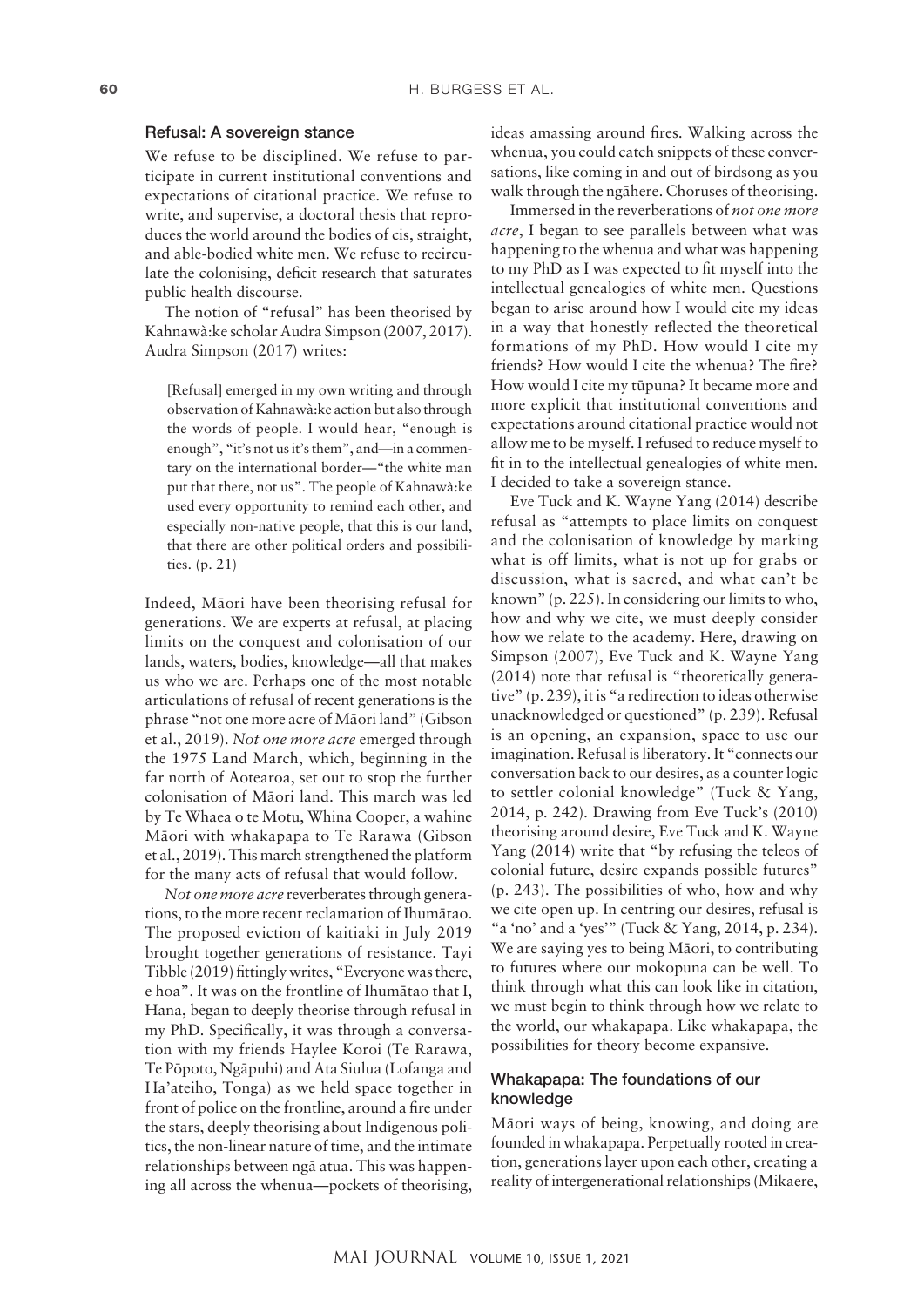### Refusal: A sovereign stance

We refuse to be disciplined. We refuse to participate in current institutional conventions and expectations of citational practice. We refuse to write, and supervise, a doctoral thesis that reproduces the world around the bodies of cis, straight, and able-bodied white men. We refuse to recirculate the colonising, deficit research that saturates public health discourse.

The notion of "refusal" has been theorised by Kahnawà:ke scholar Audra Simpson (2007, 2017). Audra Simpson (2017) writes:

> [Refusal] emerged in my own writing and through observation of Kahnawà:ke action but also through the words of people. I would hear, "enough is enough", "it's not us it's them", and—in a commentary on the international border—"the white man put that there, not us". The people of Kahnawà:ke used every opportunity to remind each other, and especially non-native people, that this is our land, that there are other political orders and possibilities. (p. 21)

Indeed, Māori have been theorising refusal for generations. We are experts at refusal, at placing limits on the conquest and colonisation of our lands, waters, bodies, knowledge—all that makes us who we are. Perhaps one of the most notable articulations of refusal of recent generations is the phrase "not one more acre of Māori land" (Gibson et al., 2019). *Not one more acre* emerged through the 1975 Land March, which, beginning in the far north of Aotearoa, set out to stop the further colonisation of Māori land. This march was led by Te Whaea o te Motu, Whina Cooper, a wahine Māori with whakapapa to Te Rarawa (Gibson et al., 2019). This march strengthened the platform for the many acts of refusal that would follow.

*Not one more acre* reverberates through generations, to the more recent reclamation of Ihumātao. The proposed eviction of kaitiaki in July 2019 brought together generations of resistance. Tayi Tibble (2019) fittingly writes, "Everyone was there, e hoa". It was on the frontline of Ihumātao that I, Hana, began to deeply theorise through refusal in my PhD. Specifically, it was through a conversation with my friends Haylee Koroi (Te Rarawa, Te Pōpoto, Ngāpuhi) and Ata Siulua (Lofanga and Ha'ateiho, Tonga) as we held space together in front of police on the frontline, around a fire under the stars, deeply theorising about Indigenous politics, the non-linear nature of time, and the intimate relationships between ngā atua. This was happening all across the whenua—pockets of theorising, ideas amassing around fires. Walking across the whenua, you could catch snippets of these conversations, like coming in and out of birdsong as you walk through the ngāhere. Choruses of theorising.

Immersed in the reverberations of *not one more acre*, I began to see parallels between what was happening to the whenua and what was happening to my PhD as I was expected to fit myself into the intellectual genealogies of white men. Questions began to arise around how I would cite my ideas in a way that honestly reflected the theoretical formations of my PhD. How would I cite my friends? How would I cite the whenua? The fire? How would I cite my tūpuna? It became more and more explicit that institutional conventions and expectations around citational practice would not allow me to be myself. I refused to reduce myself to fit in to the intellectual genealogies of white men. I decided to take a sovereign stance.

Eve Tuck and K. Wayne Yang (2014) describe refusal as "attempts to place limits on conquest and the colonisation of knowledge by marking what is off limits, what is not up for grabs or discussion, what is sacred, and what can't be known" (p. 225). In considering our limits to who, how and why we cite, we must deeply consider how we relate to the academy. Here, drawing on Simpson (2007), Eve Tuck and K. Wayne Yang (2014) note that refusal is "theoretically generative" (p. 239), it is "a redirection to ideas otherwise unacknowledged or questioned" (p. 239). Refusal is an opening, an expansion, space to use our imagination. Refusal is liberatory. It "connects our conversation back to our desires, as a counter logic to settler colonial knowledge" (Tuck & Yang, 2014, p. 242). Drawing from Eve Tuck's (2010) theorising around desire, Eve Tuck and K. Wayne Yang (2014) write that "by refusing the teleos of colonial future, desire expands possible futures" (p. 243). The possibilities of who, how and why we cite open up. In centring our desires, refusal is "a 'no' and a 'yes'" (Tuck & Yang, 2014, p. 234). We are saying yes to being Māori, to contributing to futures where our mokopuna can be well. To think through what this can look like in citation, we must begin to think through how we relate to the world, our whakapapa. Like whakapapa, the possibilities for theory become expansive.

### Whakapapa: The foundations of our knowledge

Māori ways of being, knowing, and doing are founded in whakapapa. Perpetually rooted in creation, generations layer upon each other, creating a reality of intergenerational relationships (Mikaere,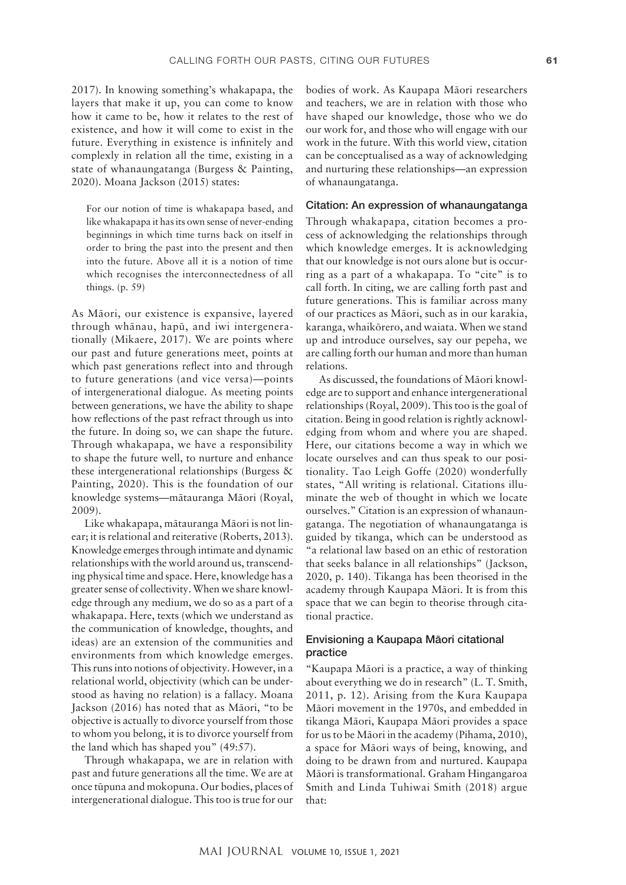2017). In knowing something's whakapapa, the layers that make it up, you can come to know how it came to be, how it relates to the rest of existence, and how it will come to exist in the future. Everything in existence is infinitely and complexly in relation all the time, existing in a state of whanaungatanga (Burgess & Painting, 2020). Moana Jackson (2015) states:

> For our notion of time is whakapapa based, and like whakapapa it has its own sense of never-ending beginnings in which time turns back on itself in order to bring the past into the present and then into the future. Above all it is a notion of time which recognises the interconnectedness of all things. (p. 59)

As Māori, our existence is expansive, layered through whānau, hapū, and iwi intergenerationally (Mikaere, 2017). We are points where our past and future generations meet, points at which past generations reflect into and through to future generations (and vice versa)—points of intergenerational dialogue. As meeting points between generations, we have the ability to shape how reflections of the past refract through us into the future. In doing so, we can shape the future. Through whakapapa, we have a responsibility to shape the future well, to nurture and enhance these intergenerational relationships (Burgess & Painting, 2020). This is the foundation of our knowledge systems—mātauranga Māori (Royal, 2009).

Like whakapapa, mātauranga Māori is not linear; it is relational and reiterative (Roberts, 2013). Knowledge emerges through intimate and dynamic relationships with the world around us, transcending physical time and space. Here, knowledge has a greater sense of collectivity. When we share knowledge through any medium, we do so as a part of a whakapapa. Here, texts (which we understand as the communication of knowledge, thoughts, and ideas) are an extension of the communities and environments from which knowledge emerges. This runs into notions of objectivity. However, in a relational world, objectivity (which can be understood as having no relation) is a fallacy. Moana Jackson (2016) has noted that as Māori, "to be objective is actually to divorce yourself from those to whom you belong, it is to divorce yourself from the land which has shaped you" (49:57).

Through whakapapa, we are in relation with past and future generations all the time. We are at once tūpuna and mokopuna. Our bodies, places of intergenerational dialogue. This too is true for our bodies of work. As Kaupapa Māori researchers and teachers, we are in relation with those who have shaped our knowledge, those who we do our work for, and those who will engage with our work in the future. With this world view, citation can be conceptualised as a way of acknowledging and nurturing these relationships—an expression of whanaungatanga.

### Citation: An expression of whanaungatanga

Through whakapapa, citation becomes a process of acknowledging the relationships through which knowledge emerges. It is acknowledging that our knowledge is not ours alone but is occurring as a part of a whakapapa. To "cite" is to call forth. In citing, we are calling forth past and future generations. This is familiar across many of our practices as Māori, such as in our karakia, karanga, whaikōrero, and waiata. When we stand up and introduce ourselves, say our pepeha, we are calling forth our human and more than human relations.

As discussed, the foundations of Māori knowledge are to support and enhance intergenerational relationships (Royal, 2009). This too is the goal of citation. Being in good relation is rightly acknowledging from whom and where you are shaped. Here, our citations become a way in which we locate ourselves and can thus speak to our positionality. Tao Leigh Goffe (2020) wonderfully states, "All writing is relational. Citations illuminate the web of thought in which we locate ourselves." Citation is an expression of whanaungatanga. The negotiation of whanaungatanga is guided by tikanga, which can be understood as "a relational law based on an ethic of restoration that seeks balance in all relationships" (Jackson, 2020, p. 140). Tikanga has been theorised in the academy through Kaupapa Māori. It is from this space that we can begin to theorise through citational practice.

### Envisioning a Kaupapa Māori citational practice

"Kaupapa Māori is a practice, a way of thinking about everything we do in research" (L. T. Smith, 2011, p. 12). Arising from the Kura Kaupapa Māori movement in the 1970s, and embedded in tikanga Māori, Kaupapa Māori provides a space for us to be Māori in the academy (Pihama, 2010), a space for Māori ways of being, knowing, and doing to be drawn from and nurtured. Kaupapa Māori is transformational. Graham Hingangaroa Smith and Linda Tuhiwai Smith (2018) argue that: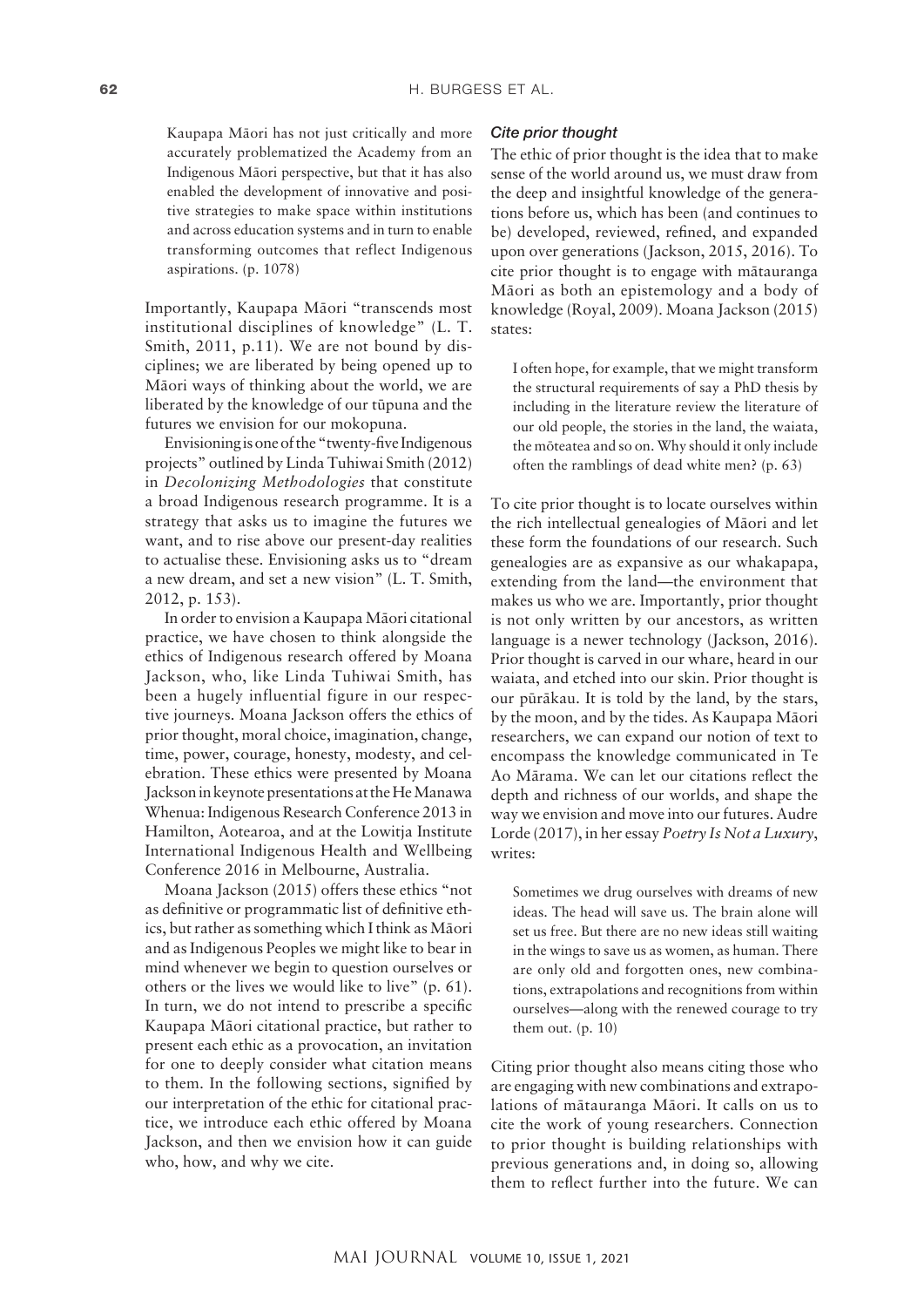> Kaupapa Māori has not just critically and more accurately problematized the Academy from an Indigenous Māori perspective, but that it has also enabled the development of innovative and positive strategies to make space within institutions and across education systems and in turn to enable transforming outcomes that reflect Indigenous aspirations. (p. 1078)

Importantly, Kaupapa Māori "transcends most institutional disciplines of knowledge" (L. T. Smith, 2011, p.11). We are not bound by disciplines; we are liberated by being opened up to Māori ways of thinking about the world, we are liberated by the knowledge of our tūpuna and the futures we envision for our mokopuna.

Envisioning is one of the "twenty-five Indigenous projects" outlined by Linda Tuhiwai Smith (2012) in *Decolonizing Methodologies* that constitute a broad Indigenous research programme. It is a strategy that asks us to imagine the futures we want, and to rise above our present-day realities to actualise these. Envisioning asks us to "dream a new dream, and set a new vision" (L. T. Smith, 2012, p. 153).

In order to envision a Kaupapa Māori citational practice, we have chosen to think alongside the ethics of Indigenous research offered by Moana Jackson, who, like Linda Tuhiwai Smith, has been a hugely influential figure in our respective journeys. Moana Jackson offers the ethics of prior thought, moral choice, imagination, change, time, power, courage, honesty, modesty, and celebration. These ethics were presented by Moana Jackson in keynote presentations at the He Manawa Whenua: Indigenous Research Conference 2013 in Hamilton, Aotearoa, and at the Lowitja Institute International Indigenous Health and Wellbeing Conference 2016 in Melbourne, Australia.

Moana Jackson (2015) offers these ethics "not as definitive or programmatic list of definitive ethics, but rather as something which I think as Māori and as Indigenous Peoples we might like to bear in mind whenever we begin to question ourselves or others or the lives we would like to live" (p. 61). In turn, we do not intend to prescribe a specific Kaupapa Māori citational practice, but rather to present each ethic as a provocation, an invitation for one to deeply consider what citation means to them. In the following sections, signified by our interpretation of the ethic for citational practice, we introduce each ethic offered by Moana Jackson, and then we envision how it can guide who, how, and why we cite.

### *Cite prior thought*

The ethic of prior thought is the idea that to make sense of the world around us, we must draw from the deep and insightful knowledge of the generations before us, which has been (and continues to be) developed, reviewed, refined, and expanded upon over generations (Jackson, 2015, 2016). To cite prior thought is to engage with mātauranga Māori as both an epistemology and a body of knowledge (Royal, 2009). Moana Jackson (2015) states:

> I often hope, for example, that we might transform the structural requirements of say a PhD thesis by including in the literature review the literature of our old people, the stories in the land, the waiata, the mōteatea and so on. Why should it only include often the ramblings of dead white men? (p. 63)

To cite prior thought is to locate ourselves within the rich intellectual genealogies of Māori and let these form the foundations of our research. Such genealogies are as expansive as our whakapapa, extending from the land—the environment that makes us who we are. Importantly, prior thought is not only written by our ancestors, as written language is a newer technology (Jackson, 2016). Prior thought is carved in our whare, heard in our waiata, and etched into our skin. Prior thought is our pūrākau. It is told by the land, by the stars, by the moon, and by the tides. As Kaupapa Māori researchers, we can expand our notion of text to encompass the knowledge communicated in Te Ao Mārama. We can let our citations reflect the depth and richness of our worlds, and shape the way we envision and move into our futures. Audre Lorde (2017), in her essay *Poetry Is Not a Luxury*, writes:

> Sometimes we drug ourselves with dreams of new ideas. The head will save us. The brain alone will set us free. But there are no new ideas still waiting in the wings to save us as women, as human. There are only old and forgotten ones, new combinations, extrapolations and recognitions from within ourselves—along with the renewed courage to try them out. (p. 10)

Citing prior thought also means citing those who are engaging with new combinations and extrapolations of mātauranga Māori. It calls on us to cite the work of young researchers. Connection to prior thought is building relationships with previous generations and, in doing so, allowing them to reflect further into the future. We can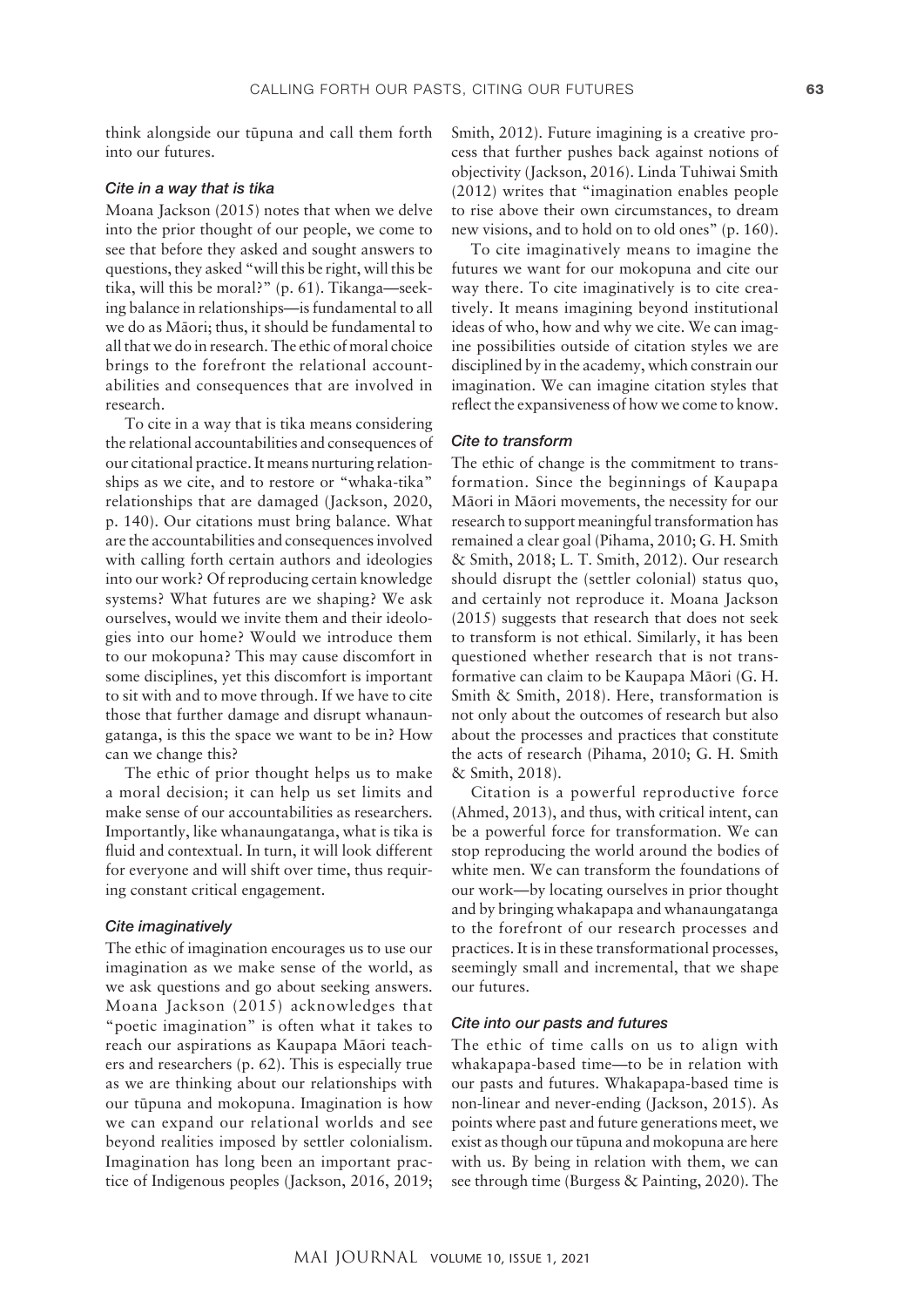think alongside our tūpuna and call them forth into our futures.

### *Cite in a way that is tika*

Moana Jackson (2015) notes that when we delve into the prior thought of our people, we come to see that before they asked and sought answers to questions, they asked "will this be right, will this be tika, will this be moral?" (p. 61). Tikanga—seeking balance in relationships—is fundamental to all we do as Māori; thus, it should be fundamental to all that we do in research. The ethic of moral choice brings to the forefront the relational accountabilities and consequences that are involved in research.

To cite in a way that is tika means considering the relational accountabilities and consequences of our citational practice. It means nurturing relationships as we cite, and to restore or "whaka-tika" relationships that are damaged (Jackson, 2020, p. 140). Our citations must bring balance. What are the accountabilities and consequences involved with calling forth certain authors and ideologies into our work? Of reproducing certain knowledge systems? What futures are we shaping? We ask ourselves, would we invite them and their ideologies into our home? Would we introduce them to our mokopuna? This may cause discomfort in some disciplines, yet this discomfort is important to sit with and to move through. If we have to cite those that further damage and disrupt whanaungatanga, is this the space we want to be in? How can we change this?

The ethic of prior thought helps us to make a moral decision; it can help us set limits and make sense of our accountabilities as researchers. Importantly, like whanaungatanga, what is tika is fluid and contextual. In turn, it will look different for everyone and will shift over time, thus requiring constant critical engagement.

### *Cite imaginatively*

The ethic of imagination encourages us to use our imagination as we make sense of the world, as we ask questions and go about seeking answers. Moana Jackson (2015) acknowledges that "poetic imagination" is often what it takes to reach our aspirations as Kaupapa Māori teachers and researchers (p. 62). This is especially true as we are thinking about our relationships with our tūpuna and mokopuna. Imagination is how we can expand our relational worlds and see beyond realities imposed by settler colonialism. Imagination has long been an important practice of Indigenous peoples (Jackson, 2016, 2019; Smith, 2012). Future imagining is a creative process that further pushes back against notions of objectivity (Jackson, 2016). Linda Tuhiwai Smith (2012) writes that "imagination enables people to rise above their own circumstances, to dream new visions, and to hold on to old ones" (p. 160).

To cite imaginatively means to imagine the futures we want for our mokopuna and cite our way there. To cite imaginatively is to cite creatively. It means imagining beyond institutional ideas of who, how and why we cite. We can imagine possibilities outside of citation styles we are disciplined by in the academy, which constrain our imagination. We can imagine citation styles that reflect the expansiveness of how we come to know.

### *Cite to transform*

The ethic of change is the commitment to transformation. Since the beginnings of Kaupapa Māori in Māori movements, the necessity for our research to support meaningful transformation has remained a clear goal (Pihama, 2010; G. H. Smith & Smith, 2018; L. T. Smith, 2012). Our research should disrupt the (settler colonial) status quo, and certainly not reproduce it. Moana Jackson (2015) suggests that research that does not seek to transform is not ethical. Similarly, it has been questioned whether research that is not transformative can claim to be Kaupapa Māori (G. H. Smith & Smith, 2018). Here, transformation is not only about the outcomes of research but also about the processes and practices that constitute the acts of research (Pihama, 2010; G. H. Smith & Smith, 2018).

Citation is a powerful reproductive force (Ahmed, 2013), and thus, with critical intent, can be a powerful force for transformation. We can stop reproducing the world around the bodies of white men. We can transform the foundations of our work—by locating ourselves in prior thought and by bringing whakapapa and whanaungatanga to the forefront of our research processes and practices. It is in these transformational processes, seemingly small and incremental, that we shape our futures.

### *Cite into our pasts and futures*

The ethic of time calls on us to align with whakapapa-based time—to be in relation with our pasts and futures. Whakapapa-based time is non-linear and never-ending (Jackson, 2015). As points where past and future generations meet, we exist as though our tūpuna and mokopuna are here with us. By being in relation with them, we can see through time (Burgess & Painting, 2020). The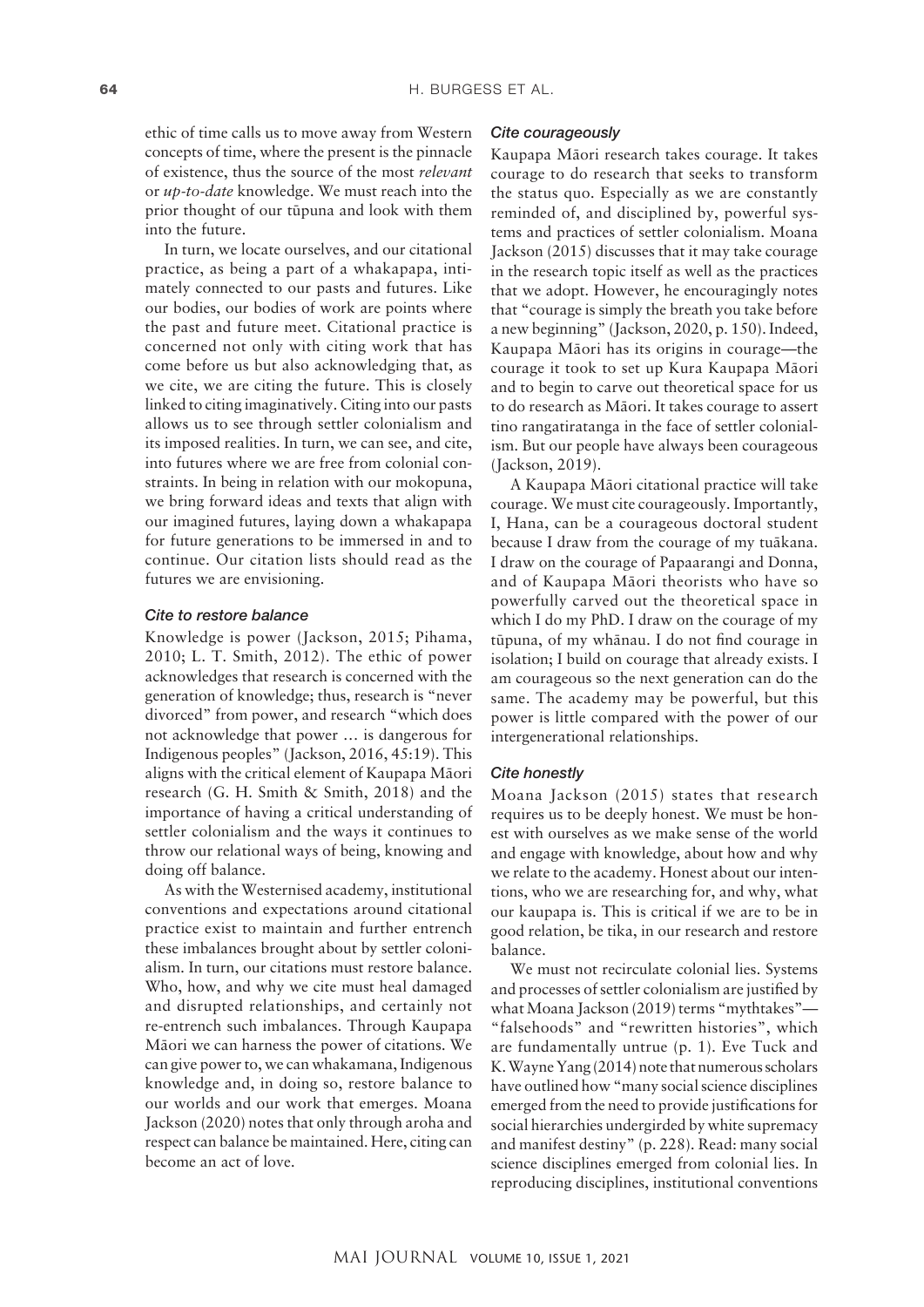ethic of time calls us to move away from Western concepts of time, where the present is the pinnacle of existence, thus the source of the most *relevant* or *up-to-date* knowledge. We must reach into the prior thought of our tūpuna and look with them into the future.

In turn, we locate ourselves, and our citational practice, as being a part of a whakapapa, intimately connected to our pasts and futures. Like our bodies, our bodies of work are points where the past and future meet. Citational practice is concerned not only with citing work that has come before us but also acknowledging that, as we cite, we are citing the future. This is closely linked to citing imaginatively. Citing into our pasts allows us to see through settler colonialism and its imposed realities. In turn, we can see, and cite, into futures where we are free from colonial constraints. In being in relation with our mokopuna, we bring forward ideas and texts that align with our imagined futures, laying down a whakapapa for future generations to be immersed in and to continue. Our citation lists should read as the futures we are envisioning.

### Cite to restore balance

Knowledge is power (Jackson, 2015; Pihama, 2010; L. T. Smith, 2012). The ethic of power acknowledges that research is concerned with the generation of knowledge; thus, research is "never divorced" from power, and research "which does not acknowledge that power … is dangerous for Indigenous peoples" (Jackson, 2016, 45:19). This aligns with the critical element of Kaupapa Māori research (G. H. Smith & Smith, 2018) and the importance of having a critical understanding of settler colonialism and the ways it continues to throw our relational ways of being, knowing and doing off balance.

As with the Westernised academy, institutional conventions and expectations around citational practice exist to maintain and further entrench these imbalances brought about by settler colonialism. In turn, our citations must restore balance. Who, how, and why we cite must heal damaged and disrupted relationships, and certainly not re-entrench such imbalances. Through Kaupapa Māori we can harness the power of citations. We can give power to, we can whakamana, Indigenous knowledge and, in doing so, restore balance to our worlds and our work that emerges. Moana Jackson (2020) notes that only through aroha and respect can balance be maintained. Here, citing can become an act of love.

### Cite courageously

Kaupapa Māori research takes courage. It takes courage to do research that seeks to transform the status quo. Especially as we are constantly reminded of, and disciplined by, powerful systems and practices of settler colonialism. Moana Jackson (2015) discusses that it may take courage in the research topic itself as well as the practices that we adopt. However, he encouragingly notes that "courage is simply the breath you take before a new beginning" (Jackson, 2020, p. 150). Indeed, Kaupapa Māori has its origins in courage—the courage it took to set up Kura Kaupapa Māori and to begin to carve out theoretical space for us to do research as Māori. It takes courage to assert tino rangatiratanga in the face of settler colonialism. But our people have always been courageous (Jackson, 2019).

A Kaupapa Māori citational practice will take courage. We must cite courageously. Importantly, I, Hana, can be a courageous doctoral student because I draw from the courage of my tuākana. I draw on the courage of Papaarangi and Donna, and of Kaupapa Māori theorists who have so powerfully carved out the theoretical space in which I do my PhD. I draw on the courage of my tūpuna, of my whānau. I do not find courage in isolation; I build on courage that already exists. I am courageous so the next generation can do the same. The academy may be powerful, but this power is little compared with the power of our intergenerational relationships.

### Cite honestly

Moana Jackson (2015) states that research requires us to be deeply honest. We must be honest with ourselves as we make sense of the world and engage with knowledge, about how and why we relate to the academy. Honest about our intentions, who we are researching for, and why, what our kaupapa is. This is critical if we are to be in good relation, be tika, in our research and restore balance.

We must not recirculate colonial lies. Systems and processes of settler colonialism are justified by what Moana Jackson (2019) terms "mythtakes"—"falsehoods" and "rewritten histories", which are fundamentally untrue (p. 1). Eve Tuck and K. Wayne Yang (2014) note that numerous scholars have outlined how "many social science disciplines emerged from the need to provide justifications for social hierarchies undergirded by white supremacy and manifest destiny" (p. 228). Read: many social science disciplines emerged from colonial lies. In reproducing disciplines, institutional conventions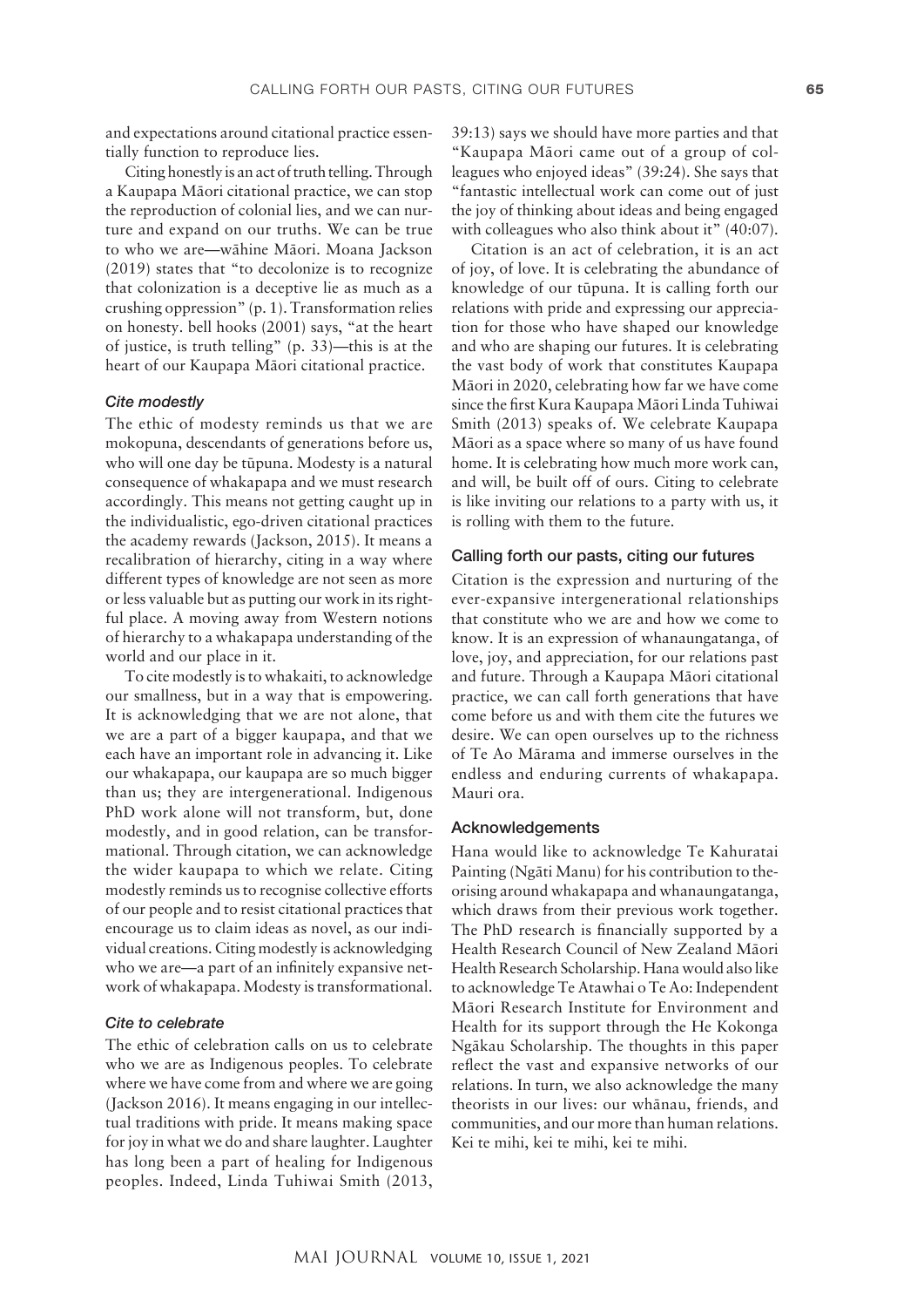and expectations around citational practice essentially function to reproduce lies.

Citing honestly is an act of truth telling. Through a Kaupapa Māori citational practice, we can stop the reproduction of colonial lies, and we can nurture and expand on our truths. We can be true to who we are—wāhine Māori. Moana Jackson (2019) states that "to decolonize is to recognize that colonization is a deceptive lie as much as a crushing oppression" (p. 1). Transformation relies on honesty. bell hooks (2001) says, "at the heart of justice, is truth telling" (p. 33)—this is at the heart of our Kaupapa Māori citational practice.

### *Cite modestly*

The ethic of modesty reminds us that we are mokopuna, descendants of generations before us, who will one day be tūpuna. Modesty is a natural consequence of whakapapa and we must research accordingly. This means not getting caught up in the individualistic, ego-driven citational practices the academy rewards (Jackson, 2015). It means a recalibration of hierarchy, citing in a way where different types of knowledge are not seen as more or less valuable but as putting our work in its rightful place. A moving away from Western notions of hierarchy to a whakapapa understanding of the world and our place in it.

To cite modestly is to whakaiti, to acknowledge our smallness, but in a way that is empowering. It is acknowledging that we are not alone, that we are a part of a bigger kaupapa, and that we each have an important role in advancing it. Like our whakapapa, our kaupapa are so much bigger than us; they are intergenerational. Indigenous PhD work alone will not transform, but, done modestly, and in good relation, can be transformational. Through citation, we can acknowledge the wider kaupapa to which we relate. Citing modestly reminds us to recognise collective efforts of our people and to resist citational practices that encourage us to claim ideas as novel, as our individual creations. Citing modestly is acknowledging who we are—a part of an infinitely expansive network of whakapapa. Modesty is transformational.

### *Cite to celebrate*

The ethic of celebration calls on us to celebrate who we are as Indigenous peoples. To celebrate where we have come from and where we are going (Jackson 2016). It means engaging in our intellectual traditions with pride. It means making space for joy in what we do and share laughter. Laughter has long been a part of healing for Indigenous peoples. Indeed, Linda Tuhiwai Smith (2013, 39:13) says we should have more parties and that "Kaupapa Māori came out of a group of colleagues who enjoyed ideas" (39:24). She says that "fantastic intellectual work can come out of just the joy of thinking about ideas and being engaged with colleagues who also think about it" (40:07).

Citation is an act of celebration, it is an act of joy, of love. It is celebrating the abundance of knowledge of our tūpuna. It is calling forth our relations with pride and expressing our appreciation for those who have shaped our knowledge and who are shaping our futures. It is celebrating the vast body of work that constitutes Kaupapa Māori in 2020, celebrating how far we have come since the first Kura Kaupapa Māori Linda Tuhiwai Smith (2013) speaks of. We celebrate Kaupapa Māori as a space where so many of us have found home. It is celebrating how much more work can, and will, be built off of ours. Citing to celebrate is like inviting our relations to a party with us, it is rolling with them to the future.

## Calling forth our pasts, citing our futures

Citation is the expression and nurturing of the ever-expansive intergenerational relationships that constitute who we are and how we come to know. It is an expression of whanaungatanga, of love, joy, and appreciation, for our relations past and future. Through a Kaupapa Māori citational practice, we can call forth generations that have come before us and with them cite the futures we desire. We can open ourselves up to the richness of Te Ao Mārama and immerse ourselves in the endless and enduring currents of whakapapa. Mauri ora.

## Acknowledgements

Hana would like to acknowledge Te Kahuratai Painting (Ngāti Manu) for his contribution to theorising around whakapapa and whanaungatanga, which draws from their previous work together. The PhD research is financially supported by a Health Research Council of New Zealand Māori Health Research Scholarship. Hana would also like to acknowledge Te Atawhai o Te Ao: Independent Māori Research Institute for Environment and Health for its support through the He Kokonga Ngākau Scholarship. The thoughts in this paper reflect the vast and expansive networks of our relations. In turn, we also acknowledge the many theorists in our lives: our whānau, friends, and communities, and our more than human relations. Kei te mihi, kei te mihi, kei te mihi.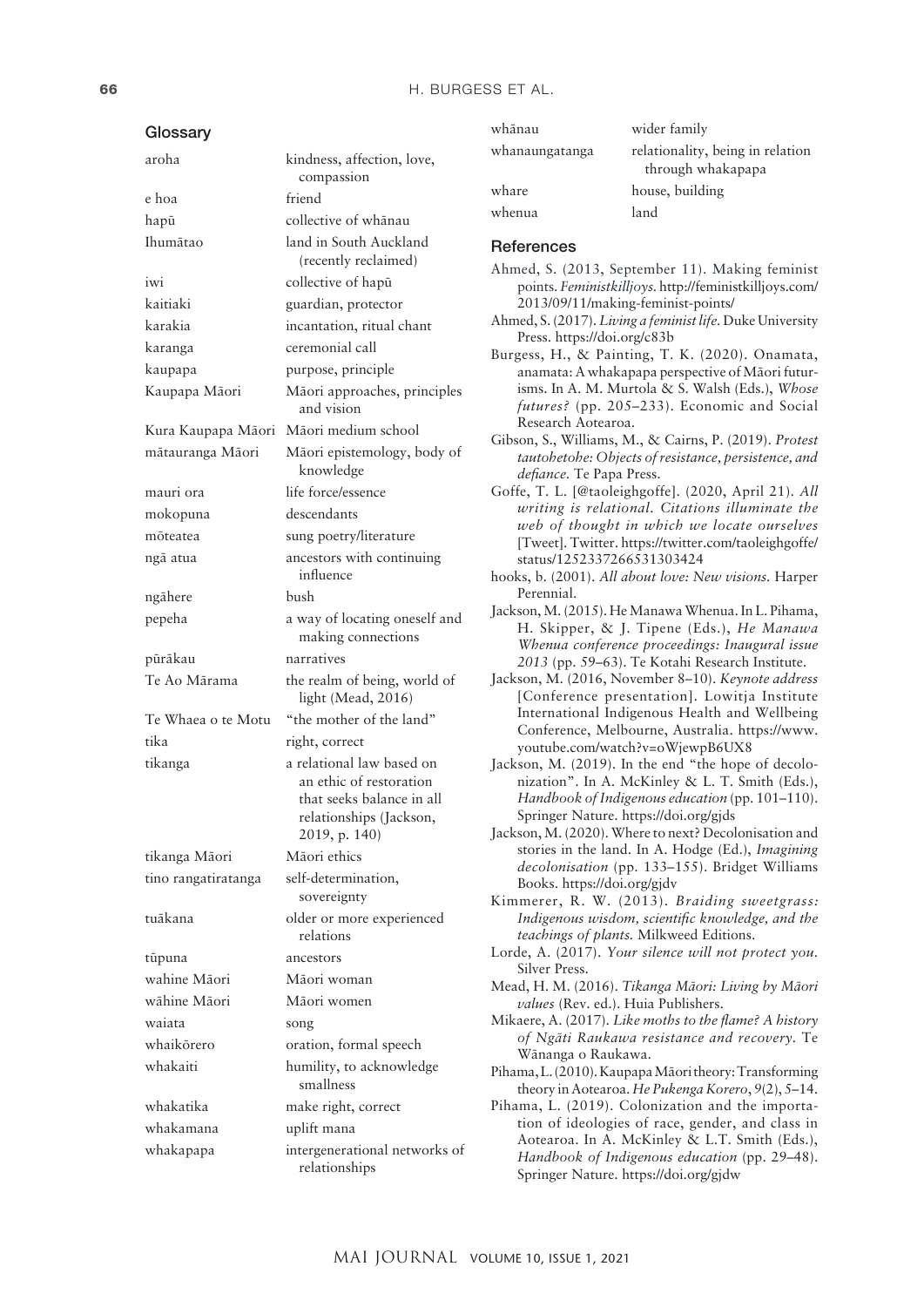## Glossary

| | |
|---|---|
| aroha | kindness, affection, love, compassion |
| e hoa | friend |
| hapū | collective of whānau |
| Ihumātao | land in South Auckland (recently reclaimed) |
| iwi | collective of hapū |
| kaitiaki | guardian, protector |
| karakia | incantation, ritual chant |
| karanga | ceremonial call |
| kaupapa | purpose, principle |
| Kaupapa Māori | Māori approaches, principles and vision |
| Kura Kaupapa Māori | Māori medium school |
| mātauranga Māori | Māori epistemology, body of knowledge |
| mauri ora | life force/essence |
| mokopuna | descendants |
| mōteatea | sung poetry/literature |
| ngā atua | ancestors with continuing influence |
| ngāhere | bush |
| pepeha | a way of locating oneself and making connections |
| pūrākau | narratives |
| Te Ao Mārama | the realm of being, world of light (Mead, 2016) |
| Te Whaea o te Motu | "the mother of the land" |
| tika | right, correct |
| tikanga | a relational law based on an ethic of restoration that seeks balance in all relationships (Jackson, 2019, p. 140) |
| tikanga Māori | Māori ethics |
| tino rangatiratanga | self-determination, sovereignty |
| tuākana | older or more experienced relations |
| tūpuna | ancestors |
| wahine Māori | Māori woman |
| wāhine Māori | Māori women |
| waiata | song |
| whaikōrero | oration, formal speech |
| whakaiti | humility, to acknowledge smallness |
| whakatika | make right, correct |
| whakamana | uplift mana |
| whakapapa | intergenerational networks of relationships |
| whānau | wider family |
| whanaungatanga | relationality, being in relation through whakapapa |
| whare | house, building |
| whenua | land |

## References

Ahmed, S. (2013, September 11). Making feminist points. *Feministkilljoys*. http://feministkilljoys.com/2013/09/11/making-feminist-points/

Ahmed, S. (2017). *Living a feminist life*. Duke University Press. https://doi.org/c83b

Burgess, H., & Painting, T. K. (2020). Onamata, anamata: A whakapapa perspective of Māori futurisms. In A. M. Murtola & S. Walsh (Eds.), *Whose futures?* (pp. 205–233). Economic and Social Research Aotearoa.

Gibson, S., Williams, M., & Cairns, P. (2019). *Protest tautohetohe: Objects of resistance, persistence, and defiance*. Te Papa Press.

Goffe, T. L. [@taoleighgoffe]. (2020, April 21). *All writing is relational. Citations illuminate the web of thought in which we locate ourselves* [Tweet]. Twitter. https://twitter.com/taoleighgoffe/status/1252337266531303424

hooks, b. (2001). *All about love: New visions*. Harper Perennial.

Jackson, M. (2015). He Manawa Whenua. In L. Pihama, H. Skipper, & J. Tipene (Eds.), *He Manawa Whenua conference proceedings: Inaugural issue 2013* (pp. 59–63). Te Kotahi Research Institute.

Jackson, M. (2016, November 8–10). *Keynote address* [Conference presentation]. Lowitja Institute International Indigenous Health and Wellbeing Conference, Melbourne, Australia. https://www.youtube.com/watch?v=oWjewpB6UX8

Jackson, M. (2019). In the end "the hope of decolonization". In A. McKinley & L. T. Smith (Eds.), *Handbook of Indigenous education* (pp. 101–110). Springer Nature. https://doi.org/gjds

Jackson, M. (2020). Where to next? Decolonisation and stories in the land. In A. Hodge (Ed.), *Imagining decolonisation* (pp. 133–155). Bridget Williams Books. https://doi.org/gjdv

Kimmerer, R. W. (2013). *Braiding sweetgrass: Indigenous wisdom, scientific knowledge, and the teachings of plants*. Milkweed Editions.

Lorde, A. (2017). *Your silence will not protect you*. Silver Press.

Mead, H. M. (2016). *Tikanga Māori: Living by Māori values* (Rev. ed.). Huia Publishers.

Mikaere, A. (2017). *Like moths to the flame? A history of Ngāti Raukawa resistance and recovery*. Te Wānanga o Raukawa.

Pihama, L. (2010). Kaupapa Māori theory: Transforming theory in Aotearoa. *He Pukenga Korero*, *9*(2), 5–14.

Pihama, L. (2019). Colonization and the importation of ideologies of race, gender, and class in Aotearoa. In A. McKinley & L.T. Smith (Eds.), *Handbook of Indigenous education* (pp. 29–48). Springer Nature. https://doi.org/gjdw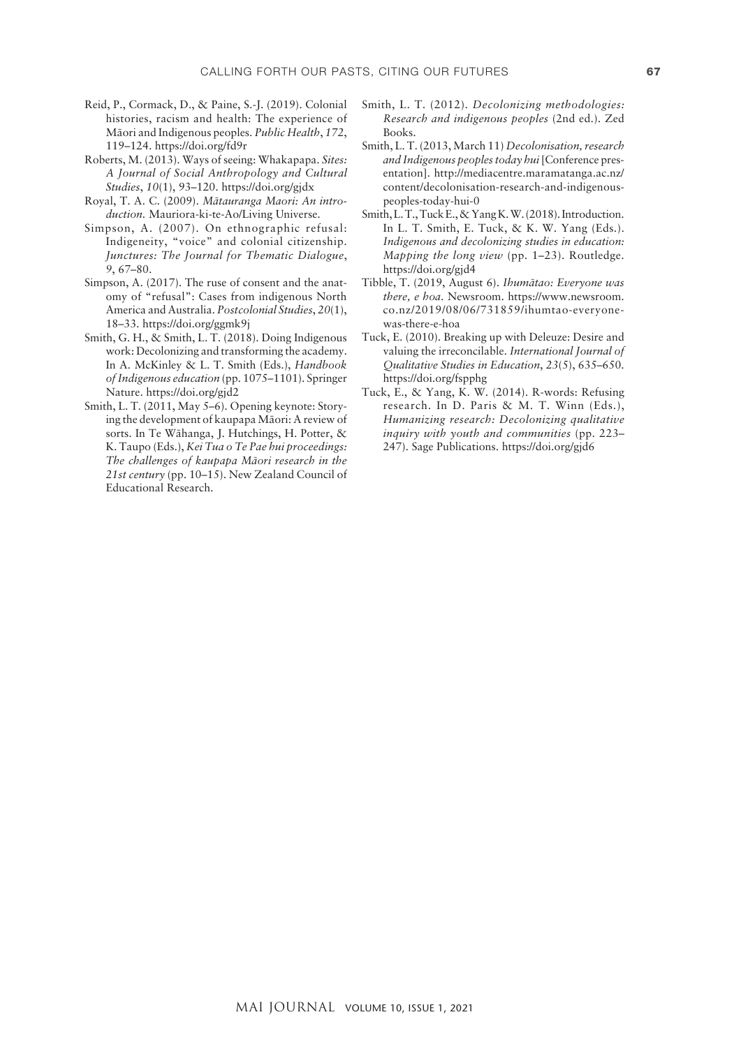Reid, P., Cormack, D., & Paine, S.-J. (2019). Colonial histories, racism and health: The experience of Māori and Indigenous peoples. *Public Health*, *172*, 119–124. https://doi.org/fd9r

Roberts, M. (2013). Ways of seeing: Whakapapa. *Sites: A Journal of Social Anthropology and Cultural Studies*, *10*(1), 93–120. https://doi.org/gjdx

Royal, T. A. C. (2009). *Mātauranga Maori: An introduction.* Mauriora-ki-te-Ao/Living Universe.

Simpson, A. (2007). On ethnographic refusal: Indigeneity, "voice" and colonial citizenship. *Junctures: The Journal for Thematic Dialogue*, *9*, 67–80.

Simpson, A. (2017). The ruse of consent and the anatomy of "refusal": Cases from indigenous North America and Australia. *Postcolonial Studies*, *20*(1), 18–33. https://doi.org/ggmk9j

Smith, G. H., & Smith, L. T. (2018). Doing Indigenous work: Decolonizing and transforming the academy. In A. McKinley & L. T. Smith (Eds.), *Handbook of Indigenous education* (pp. 1075–1101). Springer Nature. https://doi.org/gjd2

Smith, L. T. (2011, May 5–6). Opening keynote: Storying the development of kaupapa Māori: A review of sorts. In Te Wāhanga, J. Hutchings, H. Potter, & K. Taupo (Eds.), *Kei Tua o Te Pae hui proceedings: The challenges of kaupapa Māori research in the 21st century* (pp. 10–15). New Zealand Council of Educational Research.

Smith, L. T. (2012). *Decolonizing methodologies: Research and indigenous peoples* (2nd ed.). Zed Books.

Smith, L. T. (2013, March 11) *Decolonisation, research and Indigenous peoples today hui* [Conference presentation]. http://mediacentre.maramatanga.ac.nz/content/decolonisation-research-and-indigenous-peoples-today-hui-0

Smith, L. T., Tuck E., & Yang K. W. (2018). Introduction. In L. T. Smith, E. Tuck, & K. W. Yang (Eds.). *Indigenous and decolonizing studies in education: Mapping the long view* (pp. 1–23). Routledge. https://doi.org/gjd4

Tibble, T. (2019, August 6). *Ihumātao: Everyone was there, e hoa.* Newsroom. https://www.newsroom.co.nz/2019/08/06/731859/ihumtao-everyone-was-there-e-hoa

Tuck, E. (2010). Breaking up with Deleuze: Desire and valuing the irreconcilable. *International Journal of Qualitative Studies in Education*, *23*(5), 635–650. https://doi.org/fspphg

Tuck, E., & Yang, K. W. (2014). R-words: Refusing research. In D. Paris & M. T. Winn (Eds.), *Humanizing research: Decolonizing qualitative inquiry with youth and communities* (pp. 223–247). Sage Publications. https://doi.org/gjd6